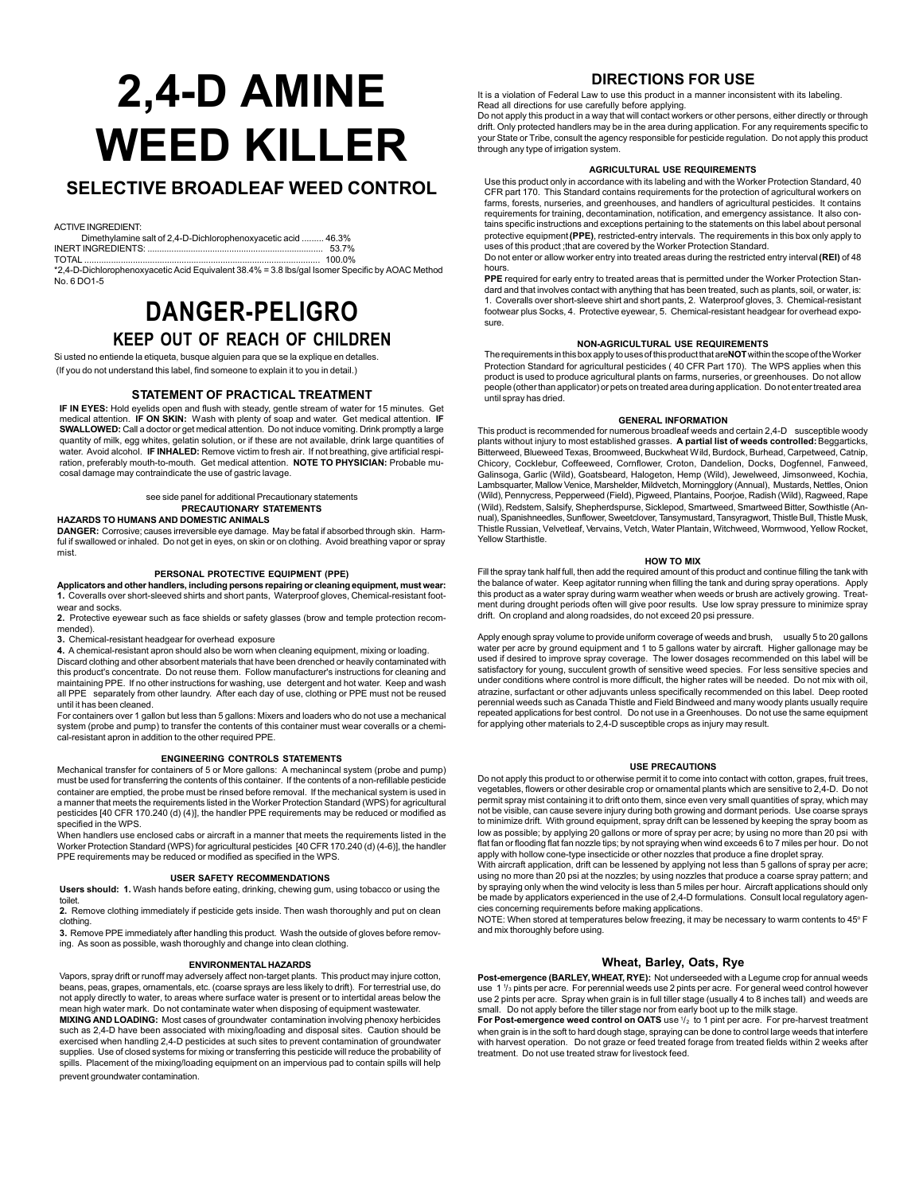# 2,4-D AMINE WEED KILLER

## SELECTIVE BROADLEAF WEED CONTROL

ACTIVE INGREDIENT:

Dimethylamine salt of 2,4-D-Dichlorophenoxyacetic acid ......... 46.3%

INERT INGREDIENTS: ........................................................................ 53.7%

TOTAL ................................................................................................ 100.0%

*2,4-D-Dichlorophenoxyacetic Acid Equivalent 38.4% = 3.8 lbs/gal Isomer Specific by AOAC Method No. 6 DO1-5

# DANGER-PELIGRO

## KEEP OUT OF REACH OF CHILDREN

Si usted no entiende la etiqueta, busque alguien para que se la explique en detalles.

(If you do not understand this label, find someone to explain it to you in detail.)

### STATEMENT OF PRACTICAL TREATMENT

**IF IN EYES:** Hold eyelids open and flush with steady, gentle stream of water for 15 minutes. Get medical attention. **IF ON SKIN:** Wash with plenty of soap and water. Get medical attention. **IF SWALLOWED:** Call a doctor or get medical attention. Do not induce vomiting. Drink promptly a large quantity of milk, egg whites, gelatin solution, or if these are not available, drink large quantities of water. Avoid alcohol. **IF INHALED:** Remove victim to fresh air. If not breathing, give artificial respiration, preferably mouth-to-mouth. Get medical attention. **NOTE TO PHYSICIAN:** Probable mucosal damage may contraindicate the use of gastric lavage.

see side panel for additional Precautionary statements

### PRECAUTIONARY STATEMENTS

**HAZARDS TO HUMANS AND DOMESTIC ANIMALS**

**DANGER:** Corrosive; causes irreversible eye damage. May be fatal if absorbed through skin. Harmful if swallowed or inhaled. Do not get in eyes, on skin or on clothing. Avoid breathing vapor or spray mist.

### PERSONAL PROTECTIVE EQUIPMENT (PPE)

**Applicators and other handlers, including persons repairing or cleaning equipment, must wear:**

**1.** Coveralls over short-sleeved shirts and short pants, Waterproof gloves, Chemical-resistant footwear and socks.

**2.** Protective eyewear such as face shields or safety glasses (brow and temple protection recommended).

**3.** Chemical-resistant headgear for overhead exposure

**4.** A chemical-resistant apron should also be worn when cleaning equipment, mixing or loading.

Discard clothing and other absorbent materials that have been drenched or heavily contaminated with this product's concentrate. Do not reuse them. Follow manufacturer's instructions for cleaning and maintaining PPE. If no other instructions for washing, use detergent and hot water. Keep and wash all PPE separately from other laundry. After each day of use, clothing or PPE must not be reused until it has been cleaned.

For containers over 1 gallon but less than 5 gallons: Mixers and loaders who do not use a mechanical system (probe and pump) to transfer the contents of this container must wear coveralls or a chemical-resistant apron in addition to the other required PPE.

### ENGINEERING CONTROLS STATEMENTS

Mechanical transfer for containers of 5 or More gallons: A mechanincal system (probe and pump) must be used for transferring the contents of this container. If the contents of a non-refillable pesticide container are emptied, the probe must be rinsed before removal. If the mechanical system is used in a manner that meets the requirements listed in the Worker Protection Standard (WPS) for agricultural pesticides [40 CFR 170.240 (d) (4)], the handler PPE requirements may be reduced or modified as specified in the WPS.

When handlers use enclosed cabs or aircraft in a manner that meets the requirements listed in the Worker Protection Standard (WPS) for agricultural pesticides [40 CFR 170.240 (d) (4-6)], the handler PPE requirements may be reduced or modified as specified in the WPS.

### USER SAFETY RECOMMENDATIONS

**Users should: 1.** Wash hands before eating, drinking, chewing gum, using tobacco or using the toilet.

**2.** Remove clothing immediately if pesticide gets inside. Then wash thoroughly and put on clean clothing.

**3.** Remove PPE immediately after handling this product. Wash the outside of gloves before removing. As soon as possible, wash thoroughly and change into clean clothing.

### ENVIRONMENTAL HAZARDS

Vapors, spray drift or runoff may adversely affect non-target plants. This product may injure cotton, beans, peas, grapes, ornamentals, etc. (coarse sprays are less likely to drift). For terrestrial use, do not apply directly to water, to areas where surface water is present or to intertidal areas below the mean high water mark. Do not contaminate water when disposing of equipment wastewater.

**MIXING AND LOADING:** Most cases of groundwater contamination involving phenoxy herbicides such as 2,4-D have been associated with mixing/loading and disposal sites. Caution should be exercised when handling 2,4-D pesticides at such sites to prevent contamination of groundwater supplies. Use of closed systems for mixing or transferring this pesticide will reduce the probability of spills. Placement of the mixing/loading equipment on an impervious pad to contain spills will help prevent groundwater contamination.

## DIRECTIONS FOR USE

It is a violation of Federal Law to use this product in a manner inconsistent with its labeling. Read all directions for use carefully before applying.

Do not apply this product in a way that will contact workers or other persons, either directly or through drift. Only protected handlers may be in the area during application. For any requirements specific to your State or Tribe, consult the agency responsible for pesticide regulation. Do not apply this product through any type of irrigation system.

### AGRICULTURAL USE REQUIREMENTS

Use this product only in accordance with its labeling and with the Worker Protection Standard, 40 CFR part 170. This Standard contains requirements for the protection of agricultural workers on farms, forests, nurseries, and greenhouses, and handlers of agricultural pesticides. It contains requirements for training, decontamination, notification, and emergency assistance. It also contains specific instructions and exceptions pertaining to the statements on this label about personal protective equipment **(PPE)**, restricted-entry intervals. The requirements in this box only apply to uses of this product ;that are covered by the Worker Protection Standard.

Do not enter or allow worker entry into treated areas during the restricted entry interval **(REI)** of 48 hours.

**PPE** required for early entry to treated areas that is permitted under the Worker Protection Standard and that involves contact with anything that has been treated, such as plants, soil, or water, is: 1. Coveralls over short-sleeve shirt and short pants, 2. Waterproof gloves, 3. Chemical-resistant footwear plus Socks, 4. Protective eyewear, 5. Chemical-resistant headgear for overhead exposure.

### NON-AGRICULTURAL USE REQUIREMENTS

The requirements in this box apply to uses of this product that are **NOT** within the scope of the Worker Protection Standard for agricultural pesticides ( 40 CFR Part 170). The WPS applies when this product is used to produce agricultural plants on farms, nurseries, or greenhouses. Do not allow people (other than applicator) or pets on treated area during application. Do not enter treated area until spray has dried.

### GENERAL INFORMATION

This product is recommended for numerous broadleaf weeds and certain 2,4-D susceptible woody plants without injury to most established grasses. **A partial list of weeds controlled:** Beggarticks, Bitterweed, Blueweed Texas, Broomweed, Buckwheat Wild, Burdock, Burhead, Carpetweed, Catnip, Chicory, Cocklebur, Coffeeweed, Cornflower, Croton, Dandelion, Docks, Dogfennel, Fanweed, Galinsoga, Garlic (Wild), Goatsbeard, Halogeton, Hemp (Wild), Jewelweed, Jimsonweed, Kochia, Lambsquarter, Mallow Venice, Marshelder, Mildvetch, Morningglory (Annual), Mustards, Nettles, Onion (Wild), Pennycress, Pepperweed (Field), Pigweed, Plantains, Poorjoe, Radish (Wild), Ragweed, Rape (Wild), Redstem, Salsify, Shepherdspurse, Sicklepod, Smartweed, Smartweed Bitter, Sowthistle (Annual), Spanishneedles, Sunflower, Sweetclover, Tansymustard, Tansyragwort, Thistle Bull, Thistle Musk, Thistle Russian, Velvetleaf, Vervains, Vetch, Water Plantain, Witchweed, Wormwood, Yellow Rocket, Yellow Starthistle.

### HOW TO MIX

Fill the spray tank half full, then add the required amount of this product and continue filling the tank with the balance of water. Keep agitator running when filling the tank and during spray operations. Apply this product as a water spray during warm weather when weeds or brush are actively growing. Treatment during drought periods often will give poor results. Use low spray pressure to minimize spray drift. On cropland and along roadsides, do not exceed 20 psi pressure.

Apply enough spray volume to provide uniform coverage of weeds and brush, usually 5 to 20 gallons water per acre by ground equipment and 1 to 5 gallons water by aircraft. Higher gallonage may be used if desired to improve spray coverage. The lower dosages recommended on this label will be satisfactory for young, succulent growth of sensitive weed species. For less sensitive species and under conditions where control is more difficult, the higher rates will be needed. Do not mix with oil, atrazine, surfactant or other adjuvants unless specifically recommended on this label. Deep rooted perennial weeds such as Canada Thistle and Field Bindweed and many woody plants usually require repeated applications for best control. Do not use in a Greenhouses. Do not use the same equipment for applying other materials to 2,4-D susceptible crops as injury may result.

### USE PRECAUTIONS

Do not apply this product to or otherwise permit it to come into contact with cotton, grapes, fruit trees, vegetables, flowers or other desirable crop or ornamental plants which are sensitive to 2,4-D. Do not permit spray mist containing it to drift onto them, since even very small quantities of spray, which may not be visible, can cause severe injury during both growing and dormant periods. Use coarse sprays to minimize drift. With ground equipment, spray drift can be lessened by keeping the spray boom as low as possible; by applying 20 gallons or more of spray per acre; by using no more than 20 psi with flat fan or flooding flat fan nozzle tips; by not spraying when wind exceeds 6 to 7 miles per hour. Do not apply with hollow cone-type insecticide or other nozzles that produce a fine droplet spray.

With aircraft application, drift can be lessened by applying not less than 5 gallons of spray per acre; using no more than 20 psi at the nozzles; by using nozzles that produce a coarse spray pattern; and by spraying only when the wind velocity is less than 5 miles per hour. Aircraft applications should only be made by applicators experienced in the use of 2,4-D formulations. Consult local regulatory agencies concerning requirements before making applications.

NOTE: When stored at temperatures below freezing, it may be necessary to warm contents to 45° F and mix thoroughly before using.

### Wheat, Barley, Oats, Rye

**Post-emergence (BARLEY, WHEAT, RYE):** Not underseeded with a Legume crop for annual weeds use 1 1/3 pints per acre. For perennial weeds use 2 pints per acre. For general weed control however use 2 pints per acre. Spray when grain is in full tiller stage (usually 4 to 8 inches tall) and weeds are small. Do not apply before the tiller stage nor from early boot up to the milk stage.

**For Post-emergence weed control on OATS** use 1/2 to 1 pint per acre. For pre-harvest treatment when grain is in the soft to hard dough stage, spraying can be done to control large weeds that interfere with harvest operation. Do not graze or feed treated forage from treated fields within 2 weeks after treatment. Do not use treated straw for livestock feed.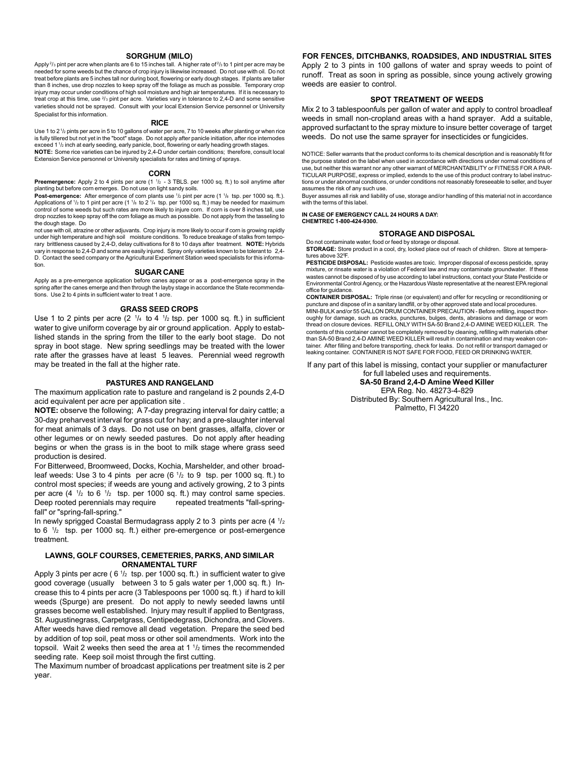## SORGHUM (MILO)

Apply 2/3 pint per acre when plants are 6 to 15 inches tall. A higher rate of 2/3 to 1 pint per acre may be needed for some weeds but the chance of crop injury is likewise increased. Do not use with oil. Do not treat before plants are 5 inches tall nor during boot, flowering or early dough stages. If plants are taller than 8 inches, use drop nozzles to keep spray off the foliage as much as possible. Temporary crop injury may occur under conditions of high soil moisture and high air temperatures. If it is necessary to treat crop at this time, use 2/3 pint per acre. Varieties vary in tolerance to 2,4-D and some sensitive varieties should not be sprayed. Consult with your local Extension Service personnel or University Specialist for this information.

## RICE

Use 1 to 2 1/2 pints per acre in 5 to 10 gallons of water per acre, 7 to 10 weeks after planting or when rice is fully tillered but not yet in the "boot" stage. Do not apply after panicle initiation, after rice internodes exceed 1 1/2 inch at early seeding, early panicle, boot, flowering or early heading growth stages.

**NOTE:** Some rice varieties can be injured by 2,4-D under certain conditions; therefore, consult local Extension Service personnel or University specialists for rates and timing of sprays.

## CORN

**Preemergence:** Apply 2 to 4 pints per acre (1 1/2 - 3 TBLS. per 1000 sq. ft.) to soil anytime after planting but before corn emerges. Do not use on light sandy soils.

**Post-emergence:** After emergence of corn plants use 1/2 pint per acre (1 1/8 tsp. per 1000 sq. ft.). Applications of 1/2 to 1 pint per acre (1 1/8 to 2 1/4 tsp. per 1000 sq. ft.) may be needed for maximum control of some weeds but such rates are more likely to injure corn. If corn is over 8 inches tall, use drop nozzles to keep spray off the corn foliage as much as possible. Do not apply from the tasseling to the dough stage. Do not use with oil, atrazine or other adjuvants. Crop injury is more likely to occur if corn is growing rapidly under high temperature and high soil moisture conditions. To reduce breakage of stalks from temporary brittleness caused by 2,4-D, delay cultivations for 8 to 10 days after treatment. **NOTE:** Hybrids vary in response to 2,4-D and some are easily injured. Spray only varieties known to be tolerant to 2,4-D. Contact the seed company or the Agricultural Experiment Station weed specialists for this information.

## SUGAR CANE

Apply as a pre-emergence application before canes appear or as a post-emergence spray in the spring after the canes emerge and then through the layby stage in accordance the State recommendations. Use 2 to 4 pints in sufficient water to treat 1 acre.

## GRASS SEED CROPS

Use 1 to 2 pints per acre (2 1/4 to 4 1/2 tsp. per 1000 sq. ft.) in sufficient water to give uniform coverage by air or ground application. Apply to established stands in the spring from the tiller to the early boot stage. Do not spray in boot stage. New spring seedlings may be treated with the lower rate after the grasses have at least 5 leaves. Perennial weed regrowth may be treated in the fall at the higher rate.

## PASTURES AND RANGELAND

The maximum application rate to pasture and rangeland is 2 pounds 2,4-D acid equivalent per acre per application site .

**NOTE:** observe the following; A 7-day pregrazing interval for dairy cattle; a 30-day preharvest interval for grass cut for hay; and a pre-slaughter interval for meat animals of 3 days. Do not use on bent grasses, alfalfa, clover or other legumes or on newly seeded pastures. Do not apply after heading begins or when the grass is in the boot to milk stage where grass seed production is desired.

For Bitterweed, Broomweed, Docks, Kochia, Marshelder, and other broadleaf weeds: Use 3 to 4 pints per acre (6 1/2 to 9 tsp. per 1000 sq. ft.) to control most species; if weeds are young and actively growing, 2 to 3 pints per acre (4 1/2 to 6 1/2 tsp. per 1000 sq. ft.) may control same species. Deep rooted perennials may require repeated treatments "fall-spring-fall" or "spring-fall-spring."

In newly sprigged Coastal Bermudagrass apply 2 to 3 pints per acre (4 1/2 to 6 1/2 tsp. per 1000 sq. ft.) either pre-emergence or post-emergence treatment.

## LAWNS, GOLF COURSES, CEMETERIES, PARKS, AND SIMILAR ORNAMENTAL TURF

Apply 3 pints per acre ( 6 1/2 tsp. per 1000 sq. ft.) in sufficient water to give good coverage (usually between 3 to 5 gals water per 1,000 sq. ft.) Increase this to 4 pints per acre (3 Tablespoons per 1000 sq. ft.) if hard to kill weeds (Spurge) are present. Do not apply to newly seeded lawns until grasses become well established. Injury may result if applied to Bentgrass, St. Augustinegrass, Carpetgrass, Centipedegrass, Dichondra, and Clovers. After weeds have died remove all dead vegetation. Prepare the seed bed by addition of top soil, peat moss or other soil amendments. Work into the topsoil. Wait 2 weeks then seed the area at 1 1/2 times the recommended seeding rate. Keep soil moist through the first cutting.

The Maximum number of broadcast applications per treatment site is 2 per year.

## FOR FENCES, DITCHBANKS, ROADSIDES, AND INDUSTRIAL SITES

Apply 2 to 3 pints in 100 gallons of water and spray weeds to point of runoff. Treat as soon in spring as possible, since young actively growing weeds are easier to control.

## SPOT TREATMENT OF WEEDS

Mix 2 to 3 tablespoonfuls per gallon of water and apply to control broadleaf weeds in small non-cropland areas with a hand sprayer. Add a suitable, approved surfactant to the spray mixture to insure better coverage of target weeds. Do not use the same sprayer for insecticides or fungicides.

NOTICE: Seller warrants that the product conforms to its chemical description and is reasonably fit for the purpose stated on the label when used in accordance with directions under normal conditions of use, but neither this warrant nor any other warrant of MERCHANTABILITY or FITNESS FOR A PARTICULAR PURPOSE, express or implied, extends to the use of this product contrary to label instructions or under abnormal conditions, or under conditions not reasonably foreseeable to seller, and buyer assumes the risk of any such use.

Buyer assumes all risk and liability of use, storage and/or handling of this material not in accordance with the terms of this label.

**IN CASE OF EMERGENCY CALL 24 HOURS A DAY:**
**CHEMTREC 1-800-424-9300.**

## STORAGE AND DISPOSAL

Do not contaminate water, food or feed by storage or disposal.

**STORAGE:** Store product in a cool, dry, locked place out of reach of children. Store at temperatures above 32ºF.

**PESTICIDE DISPOSAL:** Pesticide wastes are toxic. Improper disposal of excess pesticide, spray mixture, or rinsate water is a violation of Federal law and may contaminate groundwater. If these wastes cannot be disposed of by use according to label instructions, contact your State Pesticide or Environmental Control Agency, or the Hazardous Waste representative at the nearest EPA regional office for guidance.

**CONTAINER DISPOSAL:** Triple rinse (or equivalent) and offer for recycling or reconditioning or puncture and dispose of in a sanitary landfill, or by other approved state and local procedures.

MINI-BULK and/or 55 GALLON DRUM CONTAINER PRECAUTION - Before refilling, inspect thoroughly for damage, such as cracks, punctures, bulges, dents, abrasions and damage or worn thread on closure devices. REFILL ONLY WITH SA-50 Brand 2,4-D AMINE WEED KILLER. The contents of this container cannot be completely removed by cleaning, refilling with materials other than SA-50 Brand 2,4-D AMINE WEED KILLER will result in contamination and may weaken container. After filling and before transporting, check for leaks. Do not refill or transport damaged or leaking container. CONTAINER IS NOT SAFE FOR FOOD, FEED OR DRINKING WATER.

If any part of this label is missing, contact your supplier or manufacturer for full labeled uses and requirements.

**SA-50 Brand 2,4-D Amine Weed Killer**

EPA Reg. No. 48273-4-829

Distributed By: Southern Agricultural Ins., Inc.

Palmetto, Fl 34220